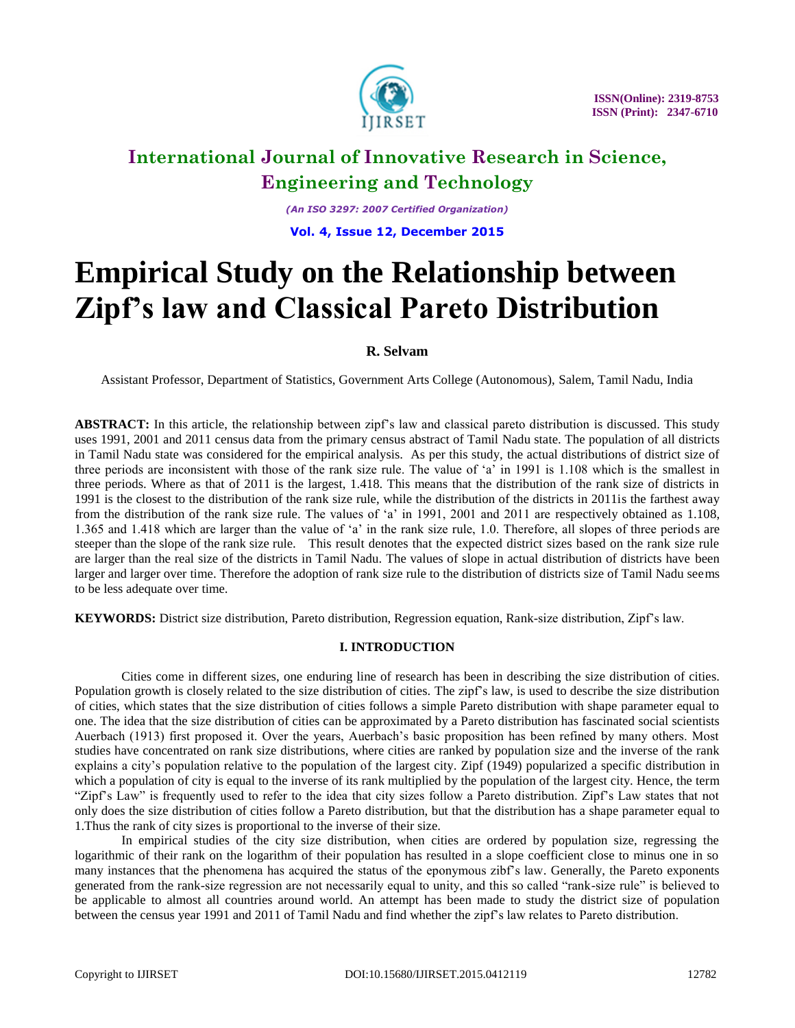# Empirical Study on the Relationship between Zipf's law and Classical Pareto Distribution

**R. Selvam**

Assistant Professor, Department of Statistics, Government Arts College (Autonomous), Salem, Tamil Nadu, India

**ABSTRACT:** In this article, the relationship between zipf's law and classical pareto distribution is discussed. This study uses 1991, 2001 and 2011 census data from the primary census abstract of Tamil Nadu state. The population of all districts in Tamil Nadu state was considered for the empirical analysis. As per this study, the actual distributions of district size of three periods are inconsistent with those of the rank size rule. The value of 'a' in 1991 is 1.108 which is the smallest in three periods. Where as that of 2011 is the largest, 1.418. This means that the distribution of the rank size of districts in 1991 is the closest to the distribution of the rank size rule, while the distribution of the districts in 2011is the farthest away from the distribution of the rank size rule. The values of 'a' in 1991, 2001 and 2011 are respectively obtained as 1.108, 1.365 and 1.418 which are larger than the value of 'a' in the rank size rule, 1.0. Therefore, all slopes of three periods are steeper than the slope of the rank size rule. This result denotes that the expected district sizes based on the rank size rule are larger than the real size of the districts in Tamil Nadu. The values of slope in actual distribution of districts have been larger and larger over time. Therefore the adoption of rank size rule to the distribution of districts size of Tamil Nadu seems to be less adequate over time.

**KEYWORDS:** District size distribution, Pareto distribution, Regression equation, Rank-size distribution, Zipf's law.

## I. INTRODUCTION

Cities come in different sizes, one enduring line of research has been in describing the size distribution of cities. Population growth is closely related to the size distribution of cities. The zipf's law, is used to describe the size distribution of cities, which states that the size distribution of cities follows a simple Pareto distribution with shape parameter equal to one. The idea that the size distribution of cities can be approximated by a Pareto distribution has fascinated social scientists Auerbach (1913) first proposed it. Over the years, Auerbach's basic proposition has been refined by many others. Most studies have concentrated on rank size distributions, where cities are ranked by population size and the inverse of the rank explains a city's population relative to the population of the largest city. Zipf (1949) popularized a specific distribution in which a population of city is equal to the inverse of its rank multiplied by the population of the largest city. Hence, the term "Zipf's Law" is frequently used to refer to the idea that city sizes follow a Pareto distribution. Zipf's Law states that not only does the size distribution of cities follow a Pareto distribution, but that the distribution has a shape parameter equal to 1.Thus the rank of city sizes is proportional to the inverse of their size.

In empirical studies of the city size distribution, when cities are ordered by population size, regressing the logarithmic of their rank on the logarithm of their population has resulted in a slope coefficient close to minus one in so many instances that the phenomena has acquired the status of the eponymous zibf's law. Generally, the Pareto exponents generated from the rank-size regression are not necessarily equal to unity, and this so called "rank-size rule" is believed to be applicable to almost all countries around world. An attempt has been made to study the district size of population between the census year 1991 and 2011 of Tamil Nadu and find whether the zipf's law relates to Pareto distribution.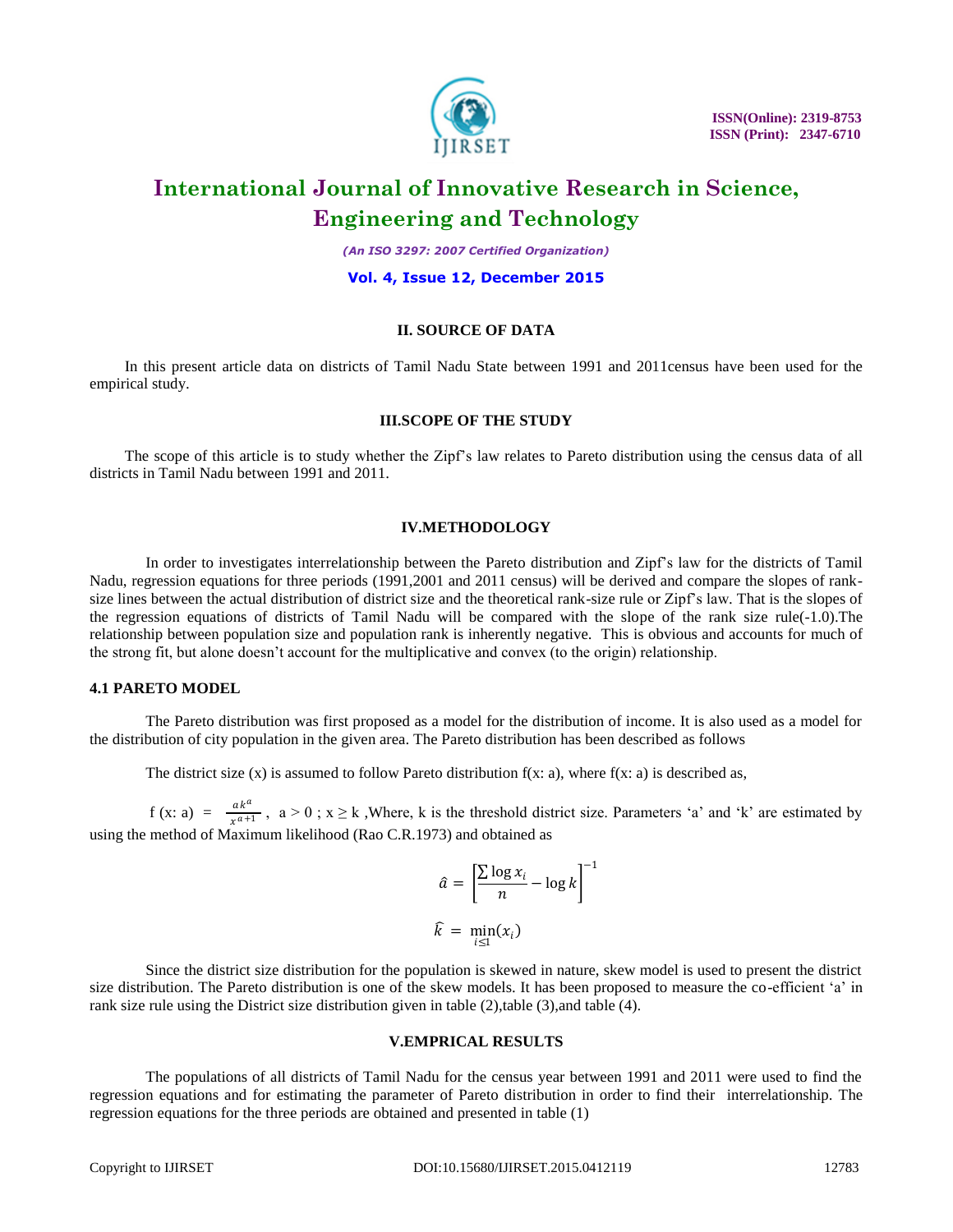## II. SOURCE OF DATA

In this present article data on districts of Tamil Nadu State between 1991 and 2011census have been used for the empirical study.

## III.SCOPE OF THE STUDY

The scope of this article is to study whether the Zipf's law relates to Pareto distribution using the census data of all districts in Tamil Nadu between 1991 and 2011.

## IV.METHODOLOGY

In order to investigates interrelationship between the Pareto distribution and Zipf's law for the districts of Tamil Nadu, regression equations for three periods (1991,2001 and 2011 census) will be derived and compare the slopes of rank-size lines between the actual distribution of district size and the theoretical rank-size rule or Zipf's law. That is the slopes of the regression equations of districts of Tamil Nadu will be compared with the slope of the rank size rule(-1.0).The relationship between population size and population rank is inherently negative. This is obvious and accounts for much of the strong fit, but alone doesn't account for the multiplicative and convex (to the origin) relationship.

### 4.1 PARETO MODEL

The Pareto distribution was first proposed as a model for the distribution of income. It is also used as a model for the distribution of city population in the given area. The Pareto distribution has been described as follows

The district size (x) is assumed to follow Pareto distribution f(x: a), where f(x: a) is described as,

f (x: a) = $\frac{ak^a}{x^{a+1}}$ , $a > 0$ ; $x \geq k$ ,Where, k is the threshold district size. Parameters 'a' and 'k' are estimated by using the method of Maximum likelihood (Rao C.R.1973) and obtained as

$$\hat{a} = \left[\frac{\sum \log x_i}{n} - \log k\right]^{-1}$$

$$\hat{k} = \min_{i \leq 1}(x_i)$$

Since the district size distribution for the population is skewed in nature, skew model is used to present the district size distribution. The Pareto distribution is one of the skew models. It has been proposed to measure the co-efficient 'a' in rank size rule using the District size distribution given in table (2),table (3),and table (4).

## V.EMPRICAL RESULTS

The populations of all districts of Tamil Nadu for the census year between 1991 and 2011 were used to find the regression equations and for estimating the parameter of Pareto distribution in order to find their interrelationship. The regression equations for the three periods are obtained and presented in table (1)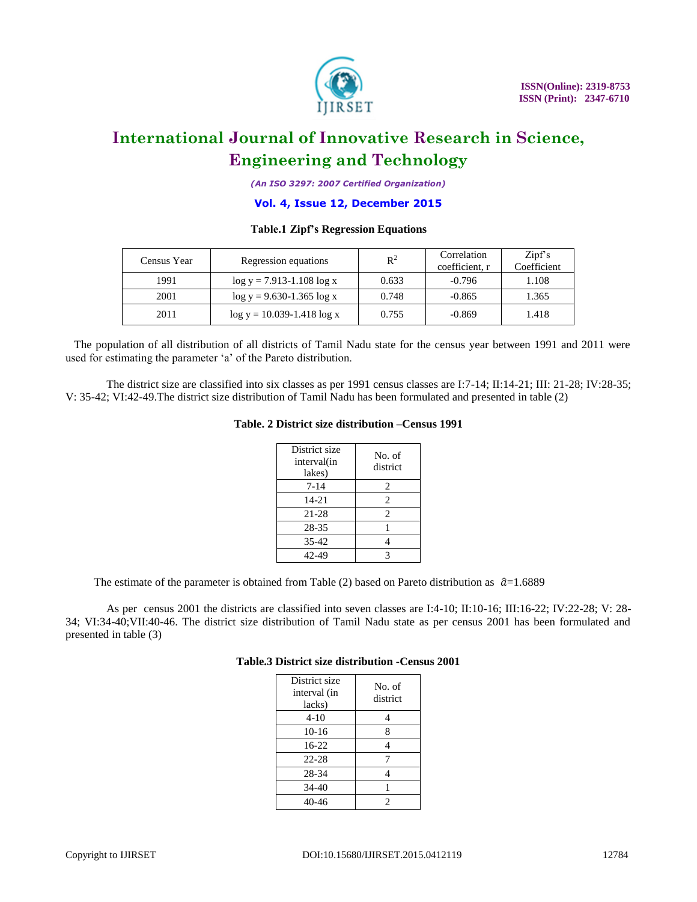**Table.1 Zipf's Regression Equations**

| Census Year | Regression equations | $R^2$ | Correlation coefficient, r | Zipf's Coefficient |
|---|---|---|---|---|
| 1991 | $\log y = 7.913 - 1.108 \log x$ | 0.633 | -0.796 | 1.108 |
| 2001 | $\log y = 9.630 - 1.365 \log x$ | 0.748 | -0.865 | 1.365 |
| 2011 | $\log y = 10.039 - 1.418 \log x$ | 0.755 | -0.869 | 1.418 |

The population of all distribution of all districts of Tamil Nadu state for the census year between 1991 and 2011 were used for estimating the parameter 'a' of the Pareto distribution.

The district size are classified into six classes as per 1991 census classes are I:7-14; II:14-21; III: 21-28; IV:28-35; V: 35-42; VI:42-49.The district size distribution of Tamil Nadu has been formulated and presented in table (2)

**Table. 2 District size distribution –Census 1991**

| District size interval(in lakes) | No. of district |
|---|---|
| 7-14 | 2 |
| 14-21 | 2 |
| 21-28 | 2 |
| 28-35 | 1 |
| 35-42 | 4 |
| 42-49 | 3 |

The estimate of the parameter is obtained from Table (2) based on Pareto distribution as $\hat{a}$=1.6889

As per census 2001 the districts are classified into seven classes are I:4-10; II:10-16; III:16-22; IV:22-28; V: 28-34; VI:34-40;VII:40-46. The district size distribution of Tamil Nadu state as per census 2001 has been formulated and presented in table (3)

**Table.3 District size distribution -Census 2001**

| District size interval (in lacks) | No. of district |
|---|---|
| 4-10 | 4 |
| 10-16 | 8 |
| 16-22 | 4 |
| 22-28 | 7 |
| 28-34 | 4 |
| 34-40 | 1 |
| 40-46 | 2 |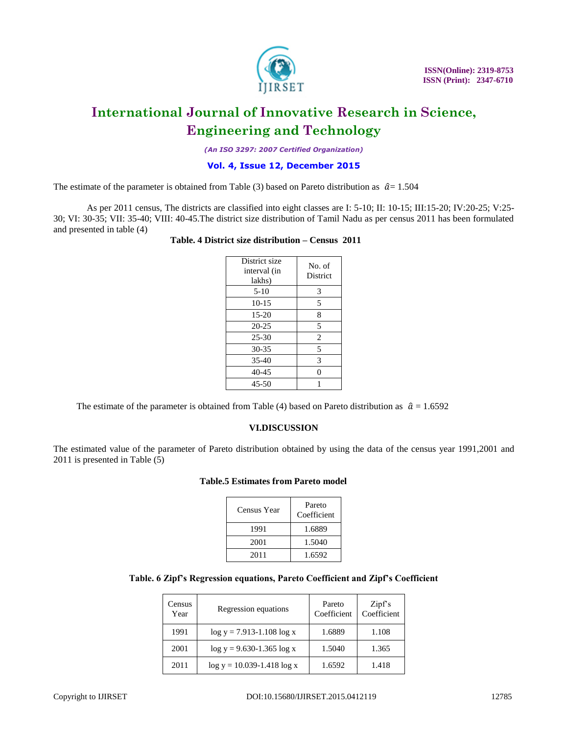The estimate of the parameter is obtained from Table (3) based on Pareto distribution as $\hat{a}$= 1.504

As per 2011 census, The districts are classified into eight classes are I: 5-10; II: 10-15; III:15-20; IV:20-25; V:25-30; VI: 30-35; VII: 35-40; VIII: 40-45.The district size distribution of Tamil Nadu as per census 2011 has been formulated and presented in table (4)

**Table. 4 District size distribution – Census 2011**

| District size interval (in lakhs) | No. of District |
|---|---|
| 5-10 | 3 |
| 10-15 | 5 |
| 15-20 | 8 |
| 20-25 | 5 |
| 25-30 | 2 |
| 30-35 | 5 |
| 35-40 | 3 |
| 40-45 | 0 |
| 45-50 | 1 |

The estimate of the parameter is obtained from Table (4) based on Pareto distribution as $\hat{a}$ = 1.6592

## VI.DISCUSSION

The estimated value of the parameter of Pareto distribution obtained by using the data of the census year 1991,2001 and 2011 is presented in Table (5)

**Table.5 Estimates from Pareto model**

| Census Year | Pareto Coefficient |
|---|---|
| 1991 | 1.6889 |
| 2001 | 1.5040 |
| 2011 | 1.6592 |

**Table. 6 Zipf's Regression equations, Pareto Coefficient and Zipf's Coefficient**

| Census Year | Regression equations | Pareto Coefficient | Zipf's Coefficient |
|---|---|---|---|
| 1991 | $\log y = 7.913 - 1.108 \log x$ | 1.6889 | 1.108 |
| 2001 | $\log y = 9.630 - 1.365 \log x$ | 1.5040 | 1.365 |
| 2011 | $\log y = 10.039 - 1.418 \log x$ | 1.6592 | 1.418 |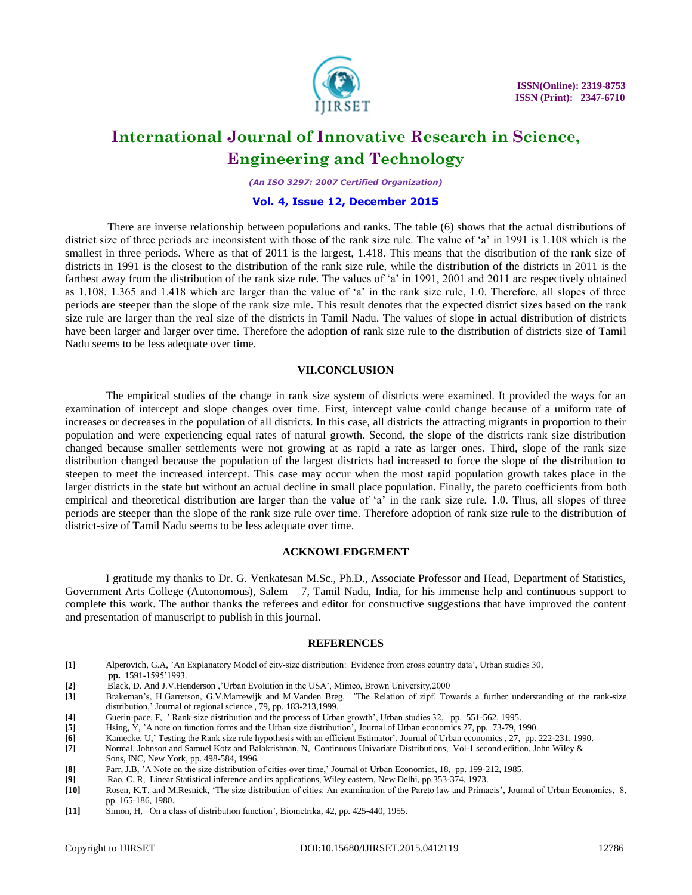There are inverse relationship between populations and ranks. The table (6) shows that the actual distributions of district size of three periods are inconsistent with those of the rank size rule. The value of 'a' in 1991 is 1.108 which is the smallest in three periods. Where as that of 2011 is the largest, 1.418. This means that the distribution of the rank size of districts in 1991 is the closest to the distribution of the rank size rule, while the distribution of the districts in 2011 is the farthest away from the distribution of the rank size rule. The values of 'a' in 1991, 2001 and 2011 are respectively obtained as 1.108, 1.365 and 1.418 which are larger than the value of 'a' in the rank size rule, 1.0. Therefore, all slopes of three periods are steeper than the slope of the rank size rule. This result denotes that the expected district sizes based on the rank size rule are larger than the real size of the districts in Tamil Nadu. The values of slope in actual distribution of districts have been larger and larger over time. Therefore the adoption of rank size rule to the distribution of districts size of Tamil Nadu seems to be less adequate over time.

## VII.CONCLUSION

The empirical studies of the change in rank size system of districts were examined. It provided the ways for an examination of intercept and slope changes over time. First, intercept value could change because of a uniform rate of increases or decreases in the population of all districts. In this case, all districts the attracting migrants in proportion to their population and were experiencing equal rates of natural growth. Second, the slope of the districts rank size distribution changed because smaller settlements were not growing at as rapid a rate as larger ones. Third, slope of the rank size distribution changed because the population of the largest districts had increased to force the slope of the distribution to steepen to meet the increased intercept. This case may occur when the most rapid population growth takes place in the larger districts in the state but without an actual decline in small place population. Finally, the pareto coefficients from both empirical and theoretical distribution are larger than the value of 'a' in the rank size rule, 1.0. Thus, all slopes of three periods are steeper than the slope of the rank size rule over time. Therefore adoption of rank size rule to the distribution of district-size of Tamil Nadu seems to be less adequate over time.

## ACKNOWLEDGEMENT

I gratitude my thanks to Dr. G. Venkatesan M.Sc., Ph.D., Associate Professor and Head, Department of Statistics, Government Arts College (Autonomous), Salem – 7, Tamil Nadu, India, for his immense help and continuous support to complete this work. The author thanks the referees and editor for constructive suggestions that have improved the content and presentation of manuscript to publish in this journal.

## REFERENCES

[1] Alperovich, G.A, 'An Explanatory Model of city-size distribution: Evidence from cross country data', Urban studies 30, **pp.** 1591-1595'1993.

[2] Black, D. And J.V.Henderson ,'Urban Evolution in the USA', Mimeo, Brown University,2000

[3] Brakeman's, H.Garretson, G.V.Marrewijk and M.Vanden Breg, 'The Relation of zipf. Towards a further understanding of the rank-size distribution,' Journal of regional science , 79, pp. 183-213,1999.

[4] Guerin-pace, F, ' Rank-size distribution and the process of Urban growth', Urban studies 32, pp. 551-562, 1995.

[5] Hsing, Y, 'A note on function forms and the Urban size distribution', Journal of Urban economics 27, pp. 73-79, 1990.

[6] Kamecke, U,' Testing the Rank size rule hypothesis with an efficient Estimator', Journal of Urban economics , 27, pp. 222-231, 1990.

[7] Normal. Johnson and Samuel Kotz and Balakrishnan, N, Continuous Univariate Distributions, Vol-1 second edition, John Wiley & Sons, INC, New York, pp. 498-584, 1996.

[8] Parr, J.B, 'A Note on the size distribution of cities over time,' Journal of Urban Economics, 18, pp. 199-212, 1985.

[9] Rao, C. R, Linear Statistical inference and its applications, Wiley eastern, New Delhi, pp.353-374, 1973.

[10] Rosen, K.T. and M.Resnick, 'The size distribution of cities: An examination of the Pareto law and Primacis', Journal of Urban Economics, 8, pp. 165-186, 1980.

[11] Simon, H, On a class of distribution function', Biometrika, 42, pp. 425-440, 1955.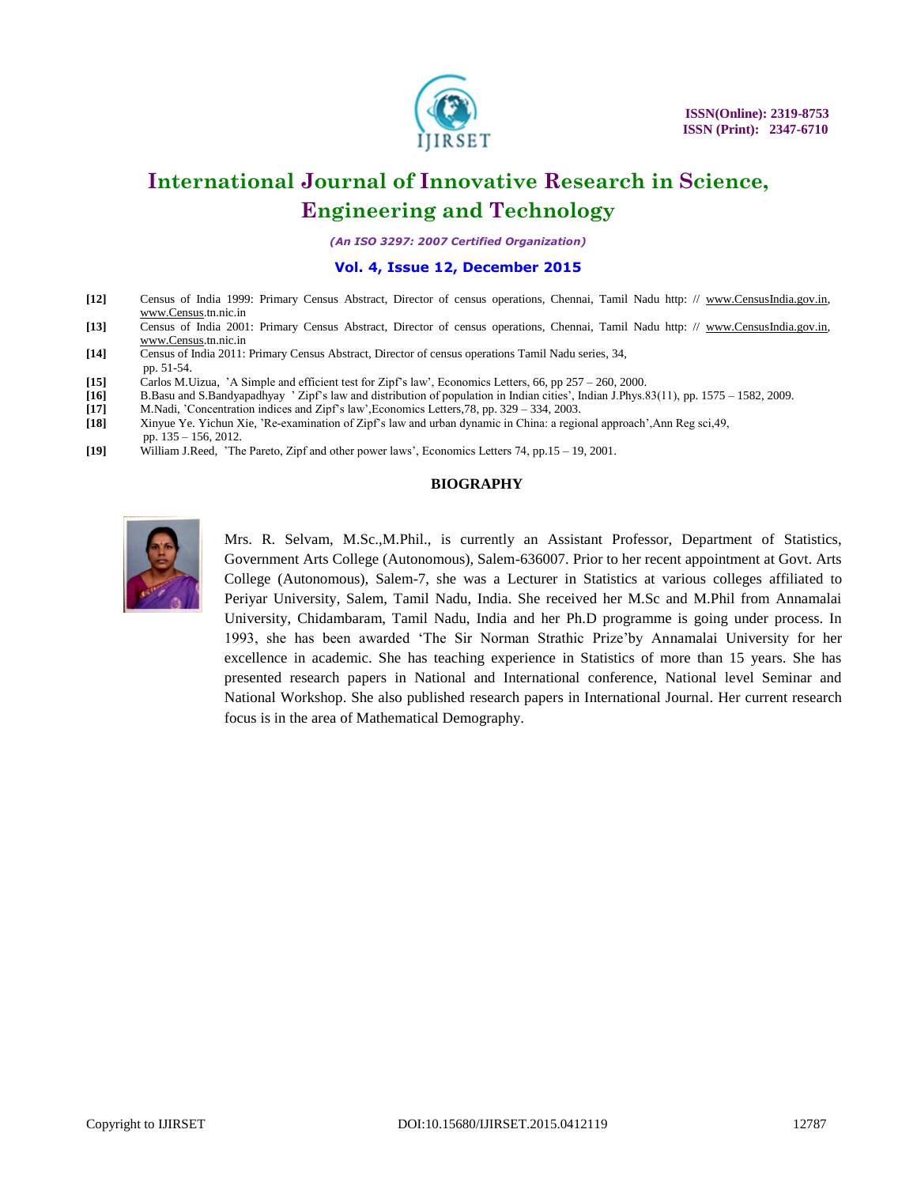[12] Census of India 1999: Primary Census Abstract, Director of census operations, Chennai, Tamil Nadu http: // www.CensusIndia.gov.in, www.Census.tn.nic.in

[13] Census of India 2001: Primary Census Abstract, Director of census operations, Chennai, Tamil Nadu http: // www.CensusIndia.gov.in, www.Census.tn.nic.in

[14] Census of India 2011: Primary Census Abstract, Director of census operations Tamil Nadu series, 34, pp. 51-54.

[15] Carlos M.Uizua, 'A Simple and efficient test for Zipf's law', Economics Letters, 66, pp 257 – 260, 2000.

[16] B.Basu and S.Bandyapadhyay ' Zipf's law and distribution of population in Indian cities', Indian J.Phys.83(11), pp. 1575 – 1582, 2009.

[17] M.Nadi, 'Concentration indices and Zipf's law',Economics Letters,78, pp. 329 – 334, 2003.

[18] Xinyue Ye. Yichun Xie, 'Re-examination of Zipf's law and urban dynamic in China: a regional approach',Ann Reg sci,49, pp. 135 – 156, 2012.

[19] William J.Reed, 'The Pareto, Zipf and other power laws', Economics Letters 74, pp.15 – 19, 2001.

## BIOGRAPHY

Mrs. R. Selvam, M.Sc.,M.Phil., is currently an Assistant Professor, Department of Statistics, Government Arts College (Autonomous), Salem-636007. Prior to her recent appointment at Govt. Arts College (Autonomous), Salem-7, she was a Lecturer in Statistics at various colleges affiliated to Periyar University, Salem, Tamil Nadu, India. She received her M.Sc and M.Phil from Annamalai University, Chidambaram, Tamil Nadu, India and her Ph.D programme is going under process. In 1993, she has been awarded 'The Sir Norman Strathic Prize'by Annamalai University for her excellence in academic. She has teaching experience in Statistics of more than 15 years. She has presented research papers in National and International conference, National level Seminar and National Workshop. She also published research papers in International Journal. Her current research focus is in the area of Mathematical Demography.